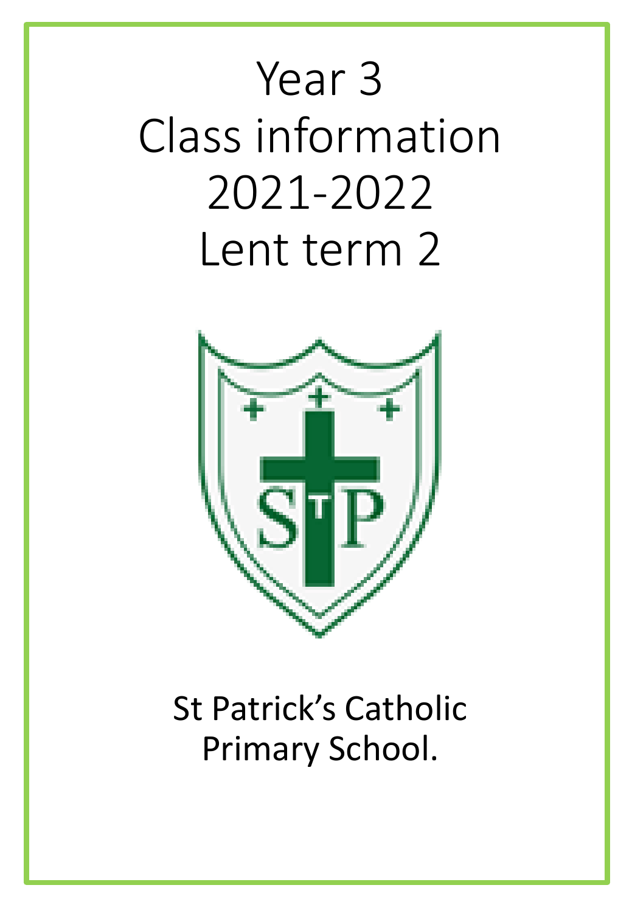# Year 3
# Class information
# 2021-2022
# Lent term 2

St Patrick's Catholic Primary School.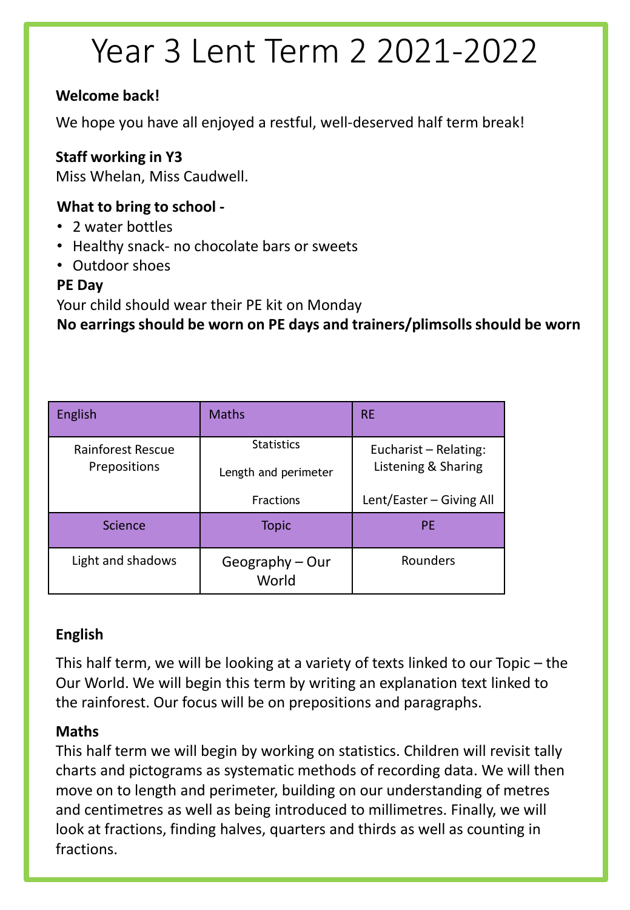# Year 3 Lent Term 2 2021-2022

**Welcome back!**

We hope you have all enjoyed a restful, well-deserved half term break!

**Staff working in Y3**
Miss Whelan, Miss Caudwell.

**What to bring to school -**

- 2 water bottles
- Healthy snack- no chocolate bars or sweets
- Outdoor shoes

**PE Day**
Your child should wear their PE kit on Monday
**No earrings should be worn on PE days and trainers/plimsolls should be worn**

| English | Maths | RE |
|---|---|---|
| Rainforest Rescue<br>Prepositions | Statistics<br>Length and perimeter<br>Fractions | Eucharist – Relating: Listening & Sharing<br>Lent/Easter – Giving All |
| **Science** | **Topic** | **PE** |
| Light and shadows | Geography – Our World | Rounders |

**English**

This half term, we will be looking at a variety of texts linked to our Topic – the Our World. We will begin this term by writing an explanation text linked to the rainforest. Our focus will be on prepositions and paragraphs.

**Maths**
This half term we will begin by working on statistics. Children will revisit tally charts and pictograms as systematic methods of recording data. We will then move on to length and perimeter, building on our understanding of metres and centimetres as well as being introduced to millimetres. Finally, we will look at fractions, finding halves, quarters and thirds as well as counting in fractions.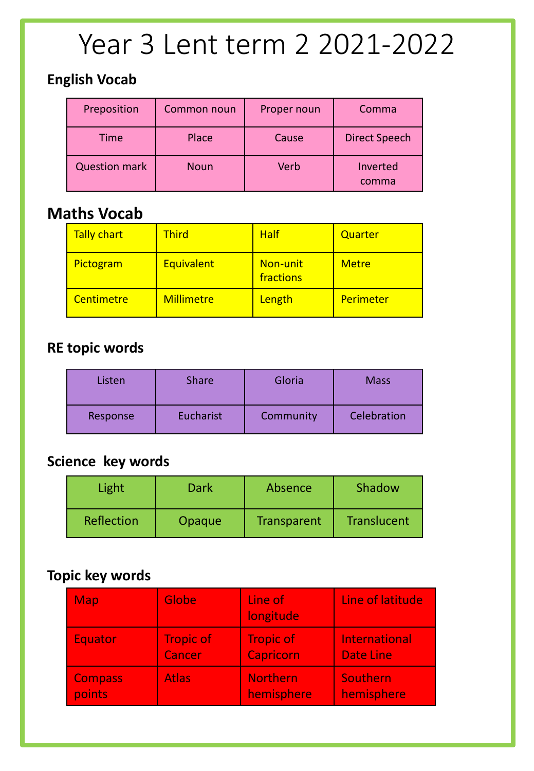# Year 3 Lent term 2 2021-2022

## English Vocab

| Preposition | Common noun | Proper noun | Comma |
|---|---|---|---|
| Time | Place | Cause | Direct Speech |
| Question mark | Noun | Verb | Inverted comma |

## Maths Vocab

| Tally chart | Third | Half | Quarter |
|---|---|---|---|
| Pictogram | Equivalent | Non-unit fractions | Metre |
| Centimetre | Millimetre | Length | Perimeter |

## RE topic words

| Listen | Share | Gloria | Mass |
|---|---|---|---|
| Response | Eucharist | Community | Celebration |

## Science key words

| Light | Dark | Absence | Shadow |
|---|---|---|---|
| Reflection | Opaque | Transparent | Translucent |

## Topic key words

| Map | Globe | Line of longitude | Line of latitude |
|---|---|---|---|
| Equator | Tropic of Cancer | Tropic of Capricorn | International Date Line |
| Compass points | Atlas | Northern hemisphere | Southern hemisphere |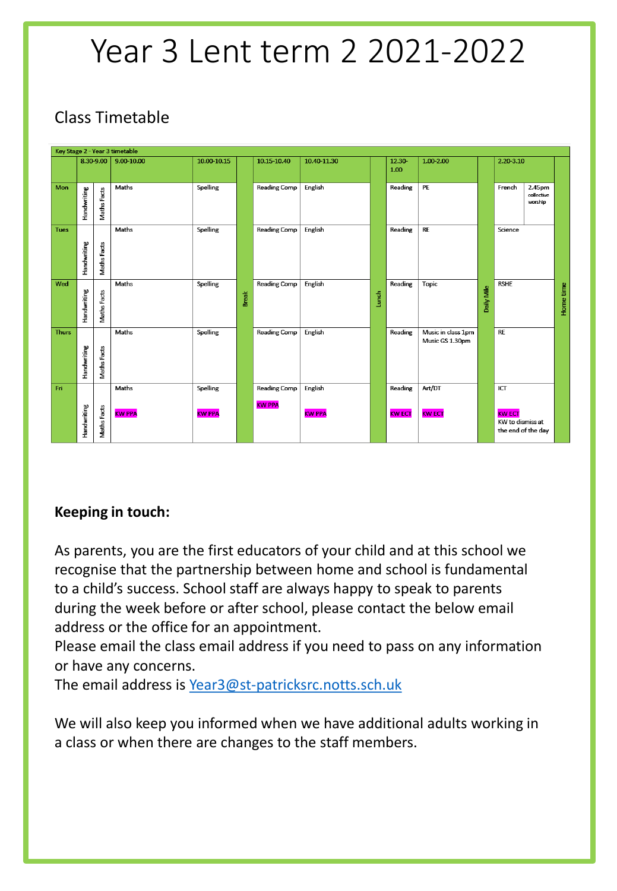# Year 3 Lent term 2 2021-2022

## Class Timetable

| Key Stage 2 - Year 3 timetable | | | | | | | | | | | | | | | |
|---|---|---|---|---|---|---|---|---|---|---|---|---|---|---|---|
| | 8.30-9.00 | | 9.00-10.00 | 10.00-10.15 | | 10.15-10.40 | 10.40-11.30 | | 12.30-1.00 | 1.00-2.00 | | 2.20-3.10 | | | |
| Mon | Handwriting | Maths Facts | Maths | Spelling | Break | Reading Comp | English | Lunch | Reading | PE | Daily Mile | French | 2.45pm collective worship | Home time |
| Tues | Handwriting | Maths Facts | Maths | Spelling | Break | Reading Comp | English | Lunch | Reading | RE | Daily Mile | Science | | Home time |
| Wed | Handwriting | Maths Facts | Maths | Spelling | Break | Reading Comp | English | Lunch | Reading | Topic | Daily Mile | RSHE | | Home time |
| Thurs | Handwriting | Maths Facts | Maths | Spelling | Break | Reading Comp | English | Lunch | Reading | Music in class 1pm Music GS 1.30pm | Daily Mile | RE | | Home time |
| Fri | Handwriting | Maths Facts | Maths KW PPA | Spelling KW PPA | Break | Reading Comp KW PPA | English KW PPA | Lunch | Reading KW ECT | Art/DT KW ECT | Daily Mile | ICT KW ECT KW to dismiss at the end of the day | | Home time |

**Keeping in touch:**

As parents, you are the first educators of your child and at this school we recognise that the partnership between home and school is fundamental to a child's success. School staff are always happy to speak to parents during the week before or after school, please contact the below email address or the office for an appointment.
Please email the class email address if you need to pass on any information or have any concerns.
The email address is Year3@st-patricksrc.notts.sch.uk

We will also keep you informed when we have additional adults working in a class or when there are changes to the staff members.